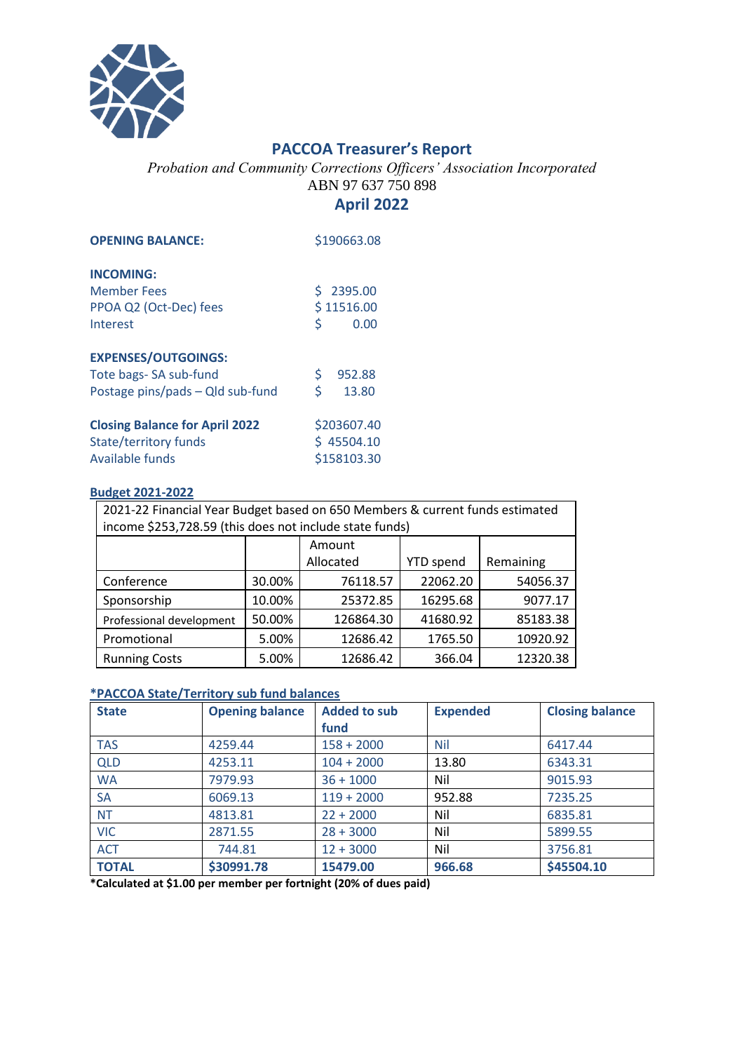# PACCOA Treasurer's Report

*Probation and Community Corrections Officers' Association Incorporated*

ABN 97 637 750 898

## April 2022

**OPENING BALANCE:** $190663.08

**INCOMING:**

| | |
|---|---|
| Member Fees | $ 2395.00 |
| PPOA Q2 (Oct-Dec) fees | $ 11516.00 |
| Interest | $ 0.00 |

**EXPENSES/OUTGOINGS:**

| | |
|---|---|
| Tote bags- SA sub-fund | $ 952.88 |
| Postage pins/pads – Qld sub-fund | $ 13.80 |

| | |
|---|---|
| **Closing Balance for April 2022** | $203607.40 |
| State/territory funds | $ 45504.10 |
| Available funds | $158103.30 |

**Budget 2021-2022**

| 2021-22 Financial Year Budget based on 650 Members & current funds estimated income $253,728.59 (this does not include state funds) | | | | |
|---|---|---|---|---|
| | | Amount Allocated | YTD spend | Remaining |
| Conference | 30.00% | 76118.57 | 22062.20 | 54056.37 |
| Sponsorship | 10.00% | 25372.85 | 16295.68 | 9077.17 |
| Professional development | 50.00% | 126864.30 | 41680.92 | 85183.38 |
| Promotional | 5.00% | 12686.42 | 1765.50 | 10920.92 |
| Running Costs | 5.00% | 12686.42 | 366.04 | 12320.38 |

**\*PACCOA State/Territory sub fund balances**

| State | Opening balance | Added to sub fund | Expended | Closing balance |
|---|---|---|---|---|
| TAS | 4259.44 | 158 + 2000 | Nil | 6417.44 |
| QLD | 4253.11 | 104 + 2000 | 13.80 | 6343.31 |
| WA | 7979.93 | 36 + 1000 | Nil | 9015.93 |
| SA | 6069.13 | 119 + 2000 | 952.88 | 7235.25 |
| NT | 4813.81 | 22 + 2000 | Nil | 6835.81 |
| VIC | 2871.55 | 28 + 3000 | Nil | 5899.55 |
| ACT | 744.81 | 12 + 3000 | Nil | 3756.81 |
| **TOTAL** | **$30991.78** | **15479.00** | **966.68** | **$45504.10** |

**\*Calculated at $1.00 per member per fortnight (20% of dues paid)**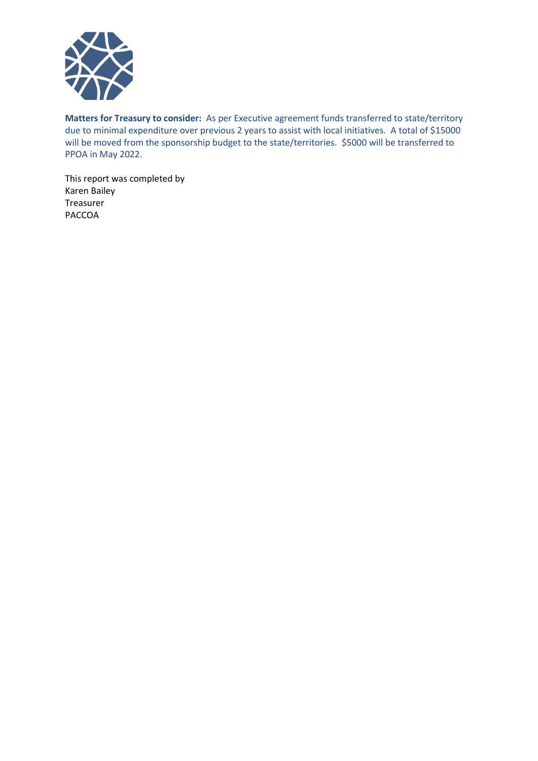**Matters for Treasury to consider:** As per Executive agreement funds transferred to state/territory due to minimal expenditure over previous 2 years to assist with local initiatives. A total of $15000 will be moved from the sponsorship budget to the state/territories. $5000 will be transferred to PPOA in May 2022.

This report was completed by
Karen Bailey
Treasurer
PACCOA